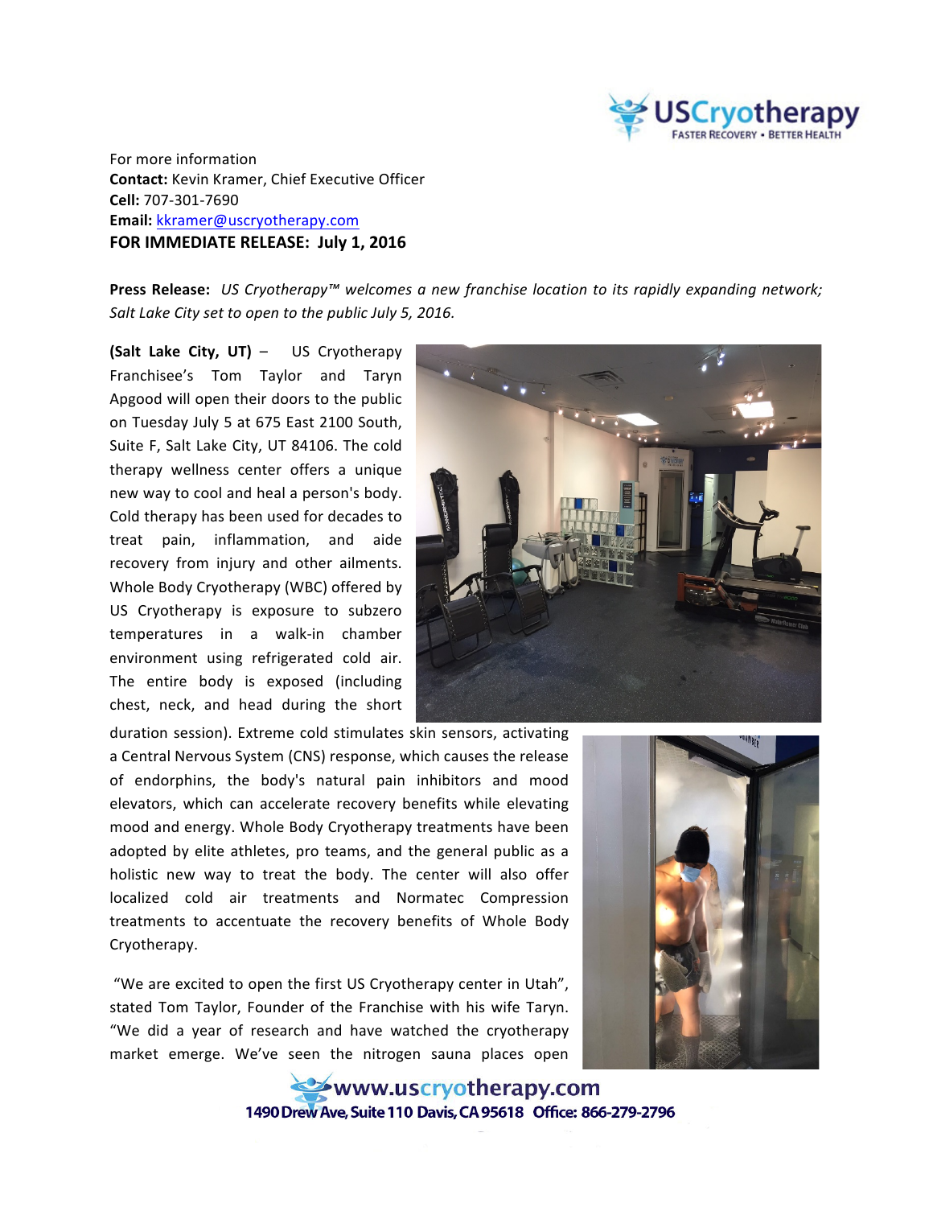For more information
**Contact:** Kevin Kramer, Chief Executive Officer
**Cell:** 707-301-7690
**Email:** kkramer@uscryotherapy.com
**FOR IMMEDIATE RELEASE: July 1, 2016**

**Press Release:** *US Cryotherapy™ welcomes a new franchise location to its rapidly expanding network; Salt Lake City set to open to the public July 5, 2016.*

**(Salt Lake City, UT)** – US Cryotherapy Franchisee's Tom Taylor and Taryn Apgood will open their doors to the public on Tuesday July 5 at 675 East 2100 South, Suite F, Salt Lake City, UT 84106. The cold therapy wellness center offers a unique new way to cool and heal a person's body. Cold therapy has been used for decades to treat pain, inflammation, and aide recovery from injury and other ailments. Whole Body Cryotherapy (WBC) offered by US Cryotherapy is exposure to subzero temperatures in a walk-in chamber environment using refrigerated cold air. The entire body is exposed (including chest, neck, and head during the short duration session). Extreme cold stimulates skin sensors, activating a Central Nervous System (CNS) response, which causes the release of endorphins, the body's natural pain inhibitors and mood elevators, which can accelerate recovery benefits while elevating mood and energy. Whole Body Cryotherapy treatments have been adopted by elite athletes, pro teams, and the general public as a holistic new way to treat the body. The center will also offer localized cold air treatments and Normatec Compression treatments to accentuate the recovery benefits of Whole Body Cryotherapy.

"We are excited to open the first US Cryotherapy center in Utah", stated Tom Taylor, Founder of the Franchise with his wife Taryn. "We did a year of research and have watched the cryotherapy market emerge. We've seen the nitrogen sauna places open

www.uscryotherapy.com
1490 Drew Ave, Suite 110 Davis, CA 95618 Office: 866-279-2796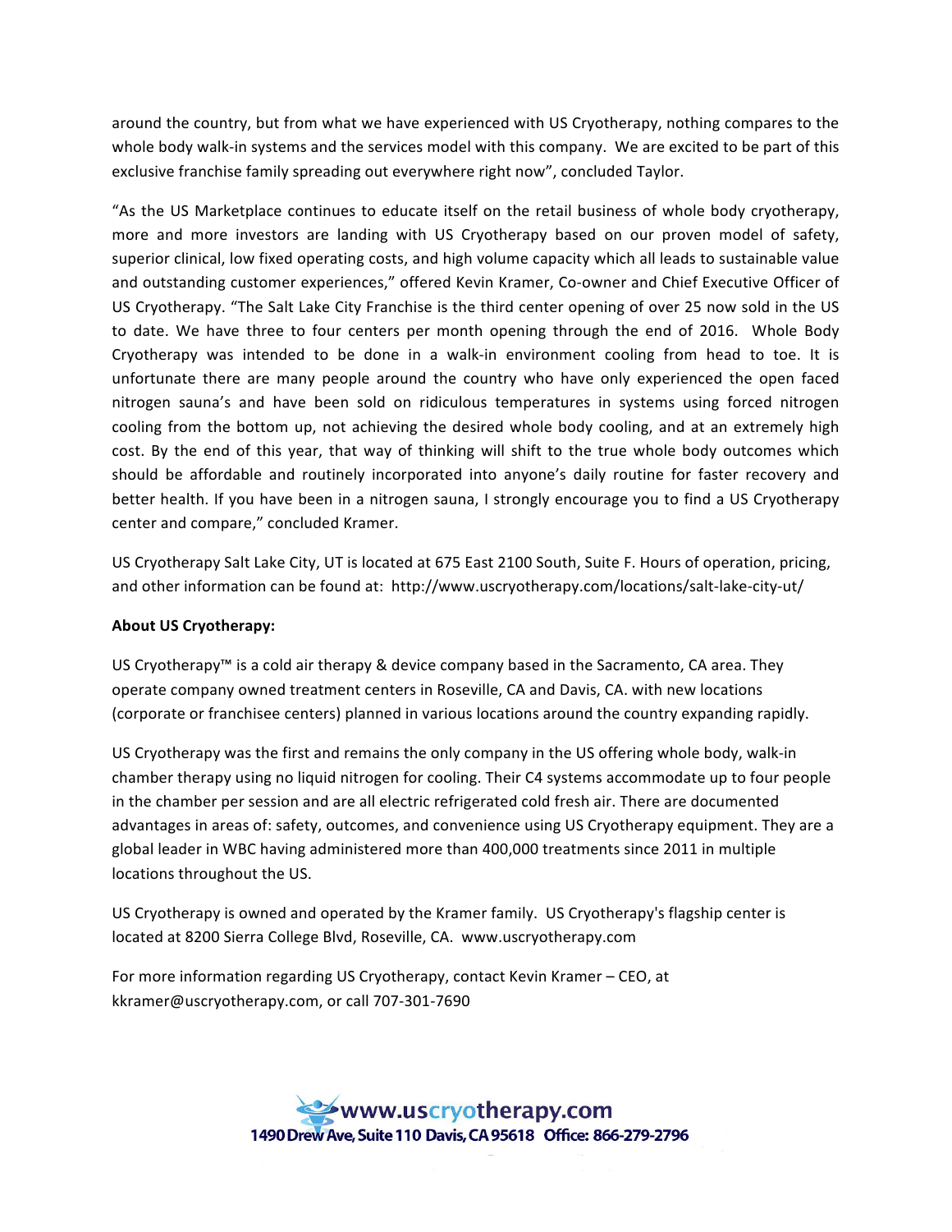around the country, but from what we have experienced with US Cryotherapy, nothing compares to the whole body walk-in systems and the services model with this company. We are excited to be part of this exclusive franchise family spreading out everywhere right now", concluded Taylor.

"As the US Marketplace continues to educate itself on the retail business of whole body cryotherapy, more and more investors are landing with US Cryotherapy based on our proven model of safety, superior clinical, low fixed operating costs, and high volume capacity which all leads to sustainable value and outstanding customer experiences," offered Kevin Kramer, Co-owner and Chief Executive Officer of US Cryotherapy. "The Salt Lake City Franchise is the third center opening of over 25 now sold in the US to date. We have three to four centers per month opening through the end of 2016. Whole Body Cryotherapy was intended to be done in a walk-in environment cooling from head to toe. It is unfortunate there are many people around the country who have only experienced the open faced nitrogen sauna's and have been sold on ridiculous temperatures in systems using forced nitrogen cooling from the bottom up, not achieving the desired whole body cooling, and at an extremely high cost. By the end of this year, that way of thinking will shift to the true whole body outcomes which should be affordable and routinely incorporated into anyone's daily routine for faster recovery and better health. If you have been in a nitrogen sauna, I strongly encourage you to find a US Cryotherapy center and compare," concluded Kramer.

US Cryotherapy Salt Lake City, UT is located at 675 East 2100 South, Suite F. Hours of operation, pricing, and other information can be found at: http://www.uscryotherapy.com/locations/salt-lake-city-ut/

**About US Cryotherapy:**

US Cryotherapy™ is a cold air therapy & device company based in the Sacramento, CA area. They operate company owned treatment centers in Roseville, CA and Davis, CA. with new locations (corporate or franchisee centers) planned in various locations around the country expanding rapidly.

US Cryotherapy was the first and remains the only company in the US offering whole body, walk-in chamber therapy using no liquid nitrogen for cooling. Their C4 systems accommodate up to four people in the chamber per session and are all electric refrigerated cold fresh air. There are documented advantages in areas of: safety, outcomes, and convenience using US Cryotherapy equipment. They are a global leader in WBC having administered more than 400,000 treatments since 2011 in multiple locations throughout the US.

US Cryotherapy is owned and operated by the Kramer family. US Cryotherapy's flagship center is located at 8200 Sierra College Blvd, Roseville, CA. www.uscryotherapy.com

For more information regarding US Cryotherapy, contact Kevin Kramer – CEO, at kkramer@uscryotherapy.com, or call 707-301-7690

www.uscryotherapy.com
1490 Drew Ave, Suite 110 Davis, CA 95618 Office: 866-279-2796